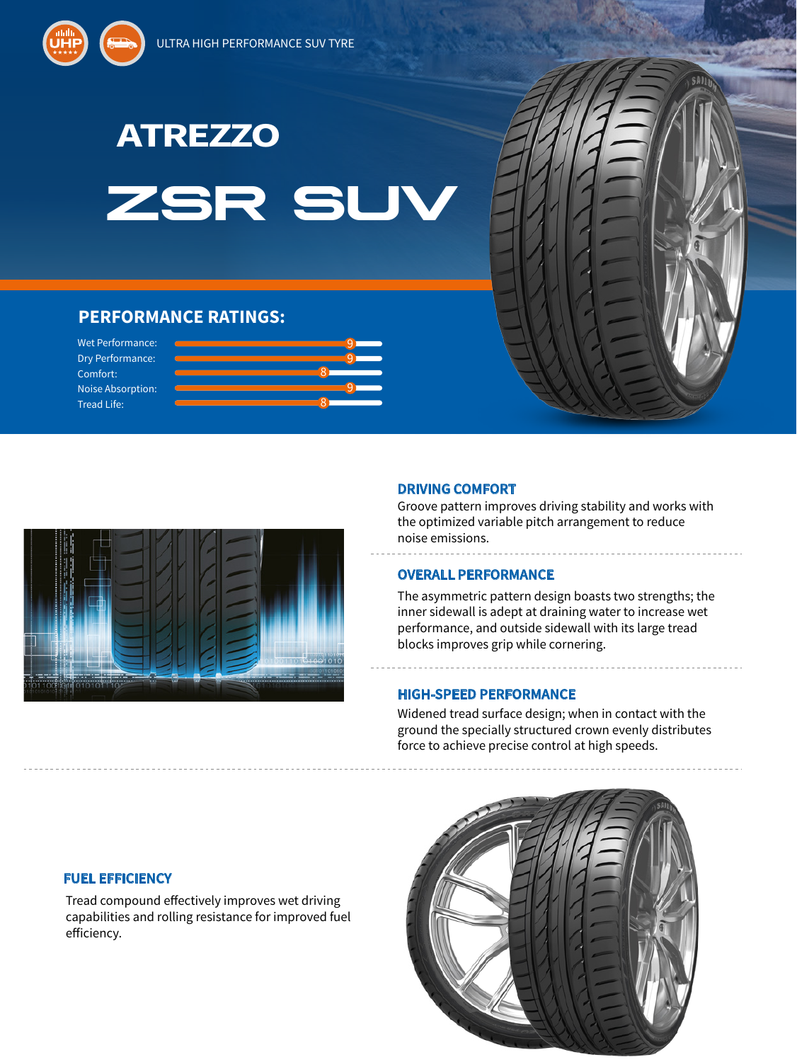ULTRA HIGH PERFORMANCE SUV TYRE

# ATREZZO ZSR SUV

## PERFORMANCE RATINGS:

| Rating | Score |
|---|---|
| Wet Performance: | 9 |
| Dry Performance: | 9 |
| Comfort: | 8 |
| Noise Absorption: | 9 |
| Tread Life: | 8 |

### DRIVING COMFORT

Groove pattern improves driving stability and works with the optimized variable pitch arrangement to reduce noise emissions.

### OVERALL PERFORMANCE

The asymmetric pattern design boasts two strengths; the inner sidewall is adept at draining water to increase wet performance, and outside sidewall with its large tread blocks improves grip while cornering.

### HIGH-SPEED PERFORMANCE

Widened tread surface design; when in contact with the ground the specially structured crown evenly distributes force to achieve precise control at high speeds.

### FUEL EFFICIENCY

Tread compound effectively improves wet driving capabilities and rolling resistance for improved fuel efficiency.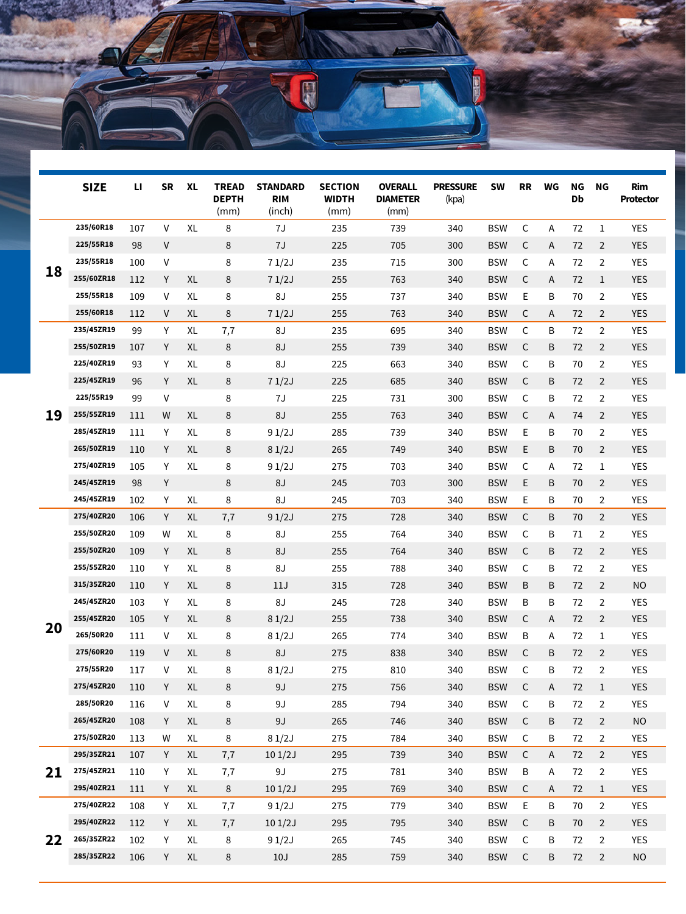| | SIZE | LI | SR | XL | TREAD DEPTH (mm) | STANDARD RIM (inch) | SECTION WIDTH (mm) | OVERALL DIAMETER (mm) | PRESSURE (kpa) | SW | RR | WG | NG Db | NG | Rim Protector |
|---|---|---|---|---|---|---|---|---|---|---|---|---|---|---|---|
| 18 | 235/60R18 | 107 | V | XL | 8 | 7J | 235 | 739 | 340 | BSW | C | A | 72 | 1 | YES |
| | 225/55R18 | 98 | V | | 8 | 7J | 225 | 705 | 300 | BSW | C | A | 72 | 2 | YES |
| | 235/55R18 | 100 | V | | 8 | 7 1/2J | 235 | 715 | 300 | BSW | C | A | 72 | 2 | YES |
| | 255/60ZR18 | 112 | Y | XL | 8 | 7 1/2J | 255 | 763 | 340 | BSW | C | A | 72 | 1 | YES |
| | 255/55R18 | 109 | V | XL | 8 | 8J | 255 | 737 | 340 | BSW | E | B | 70 | 2 | YES |
| | 255/60R18 | 112 | V | XL | 8 | 7 1/2J | 255 | 763 | 340 | BSW | C | A | 72 | 2 | YES |
| 19 | 235/45ZR19 | 99 | Y | XL | 7,7 | 8J | 235 | 695 | 340 | BSW | C | B | 72 | 2 | YES |
| | 255/50ZR19 | 107 | Y | XL | 8 | 8J | 255 | 739 | 340 | BSW | C | B | 72 | 2 | YES |
| | 225/40ZR19 | 93 | Y | XL | 8 | 8J | 225 | 663 | 340 | BSW | C | B | 70 | 2 | YES |
| | 225/45ZR19 | 96 | Y | XL | 8 | 7 1/2J | 225 | 685 | 340 | BSW | C | B | 72 | 2 | YES |
| | 225/55R19 | 99 | V | | 8 | 7J | 225 | 731 | 300 | BSW | C | B | 72 | 2 | YES |
| | 255/55ZR19 | 111 | W | XL | 8 | 8J | 255 | 763 | 340 | BSW | C | A | 74 | 2 | YES |
| | 285/45ZR19 | 111 | Y | XL | 8 | 9 1/2J | 285 | 739 | 340 | BSW | E | B | 70 | 2 | YES |
| | 265/50ZR19 | 110 | Y | XL | 8 | 8 1/2J | 265 | 749 | 340 | BSW | E | B | 70 | 2 | YES |
| | 275/40ZR19 | 105 | Y | XL | 8 | 9 1/2J | 275 | 703 | 340 | BSW | C | A | 72 | 1 | YES |
| | 245/45ZR19 | 98 | Y | | 8 | 8J | 245 | 703 | 300 | BSW | E | B | 70 | 2 | YES |
| | 245/45ZR19 | 102 | Y | XL | 8 | 8J | 245 | 703 | 340 | BSW | E | B | 70 | 2 | YES |
| 20 | 275/40ZR20 | 106 | Y | XL | 7,7 | 9 1/2J | 275 | 728 | 340 | BSW | C | B | 70 | 2 | YES |
| | 255/50ZR20 | 109 | W | XL | 8 | 8J | 255 | 764 | 340 | BSW | C | B | 71 | 2 | YES |
| | 255/50ZR20 | 109 | Y | XL | 8 | 8J | 255 | 764 | 340 | BSW | C | B | 72 | 2 | YES |
| | 255/55ZR20 | 110 | Y | XL | 8 | 8J | 255 | 788 | 340 | BSW | C | B | 72 | 2 | YES |
| | 315/35ZR20 | 110 | Y | XL | 8 | 11J | 315 | 728 | 340 | BSW | B | B | 72 | 2 | NO |
| | 245/45ZR20 | 103 | Y | XL | 8 | 8J | 245 | 728 | 340 | BSW | B | B | 72 | 2 | YES |
| | 255/45ZR20 | 105 | Y | XL | 8 | 8 1/2J | 255 | 738 | 340 | BSW | C | A | 72 | 2 | YES |
| | 265/50R20 | 111 | V | XL | 8 | 8 1/2J | 265 | 774 | 340 | BSW | B | A | 72 | 1 | YES |
| | 275/60R20 | 119 | V | XL | 8 | 8J | 275 | 838 | 340 | BSW | C | B | 72 | 2 | YES |
| | 275/55R20 | 117 | V | XL | 8 | 8 1/2J | 275 | 810 | 340 | BSW | C | B | 72 | 2 | YES |
| | 275/45ZR20 | 110 | Y | XL | 8 | 9J | 275 | 756 | 340 | BSW | C | A | 72 | 1 | YES |
| | 285/50R20 | 116 | V | XL | 8 | 9J | 285 | 794 | 340 | BSW | C | B | 72 | 2 | YES |
| | 265/45ZR20 | 108 | Y | XL | 8 | 9J | 265 | 746 | 340 | BSW | C | B | 72 | 2 | NO |
| | 275/50ZR20 | 113 | W | XL | 8 | 8 1/2J | 275 | 784 | 340 | BSW | C | B | 72 | 2 | YES |
| 21 | 295/35ZR21 | 107 | Y | XL | 7,7 | 10 1/2J | 295 | 739 | 340 | BSW | C | A | 72 | 2 | YES |
| | 275/45ZR21 | 110 | Y | XL | 7,7 | 9J | 275 | 781 | 340 | BSW | B | A | 72 | 2 | YES |
| | 295/40ZR21 | 111 | Y | XL | 8 | 10 1/2J | 295 | 769 | 340 | BSW | C | A | 72 | 1 | YES |
| 22 | 275/40ZR22 | 108 | Y | XL | 7,7 | 9 1/2J | 275 | 779 | 340 | BSW | E | B | 70 | 2 | YES |
| | 295/40ZR22 | 112 | Y | XL | 7,7 | 10 1/2J | 295 | 795 | 340 | BSW | C | B | 70 | 2 | YES |
| | 265/35ZR22 | 102 | Y | XL | 8 | 9 1/2J | 265 | 745 | 340 | BSW | C | B | 72 | 2 | YES |
| | 285/35ZR22 | 106 | Y | XL | 8 | 10J | 285 | 759 | 340 | BSW | C | B | 72 | 2 | NO |